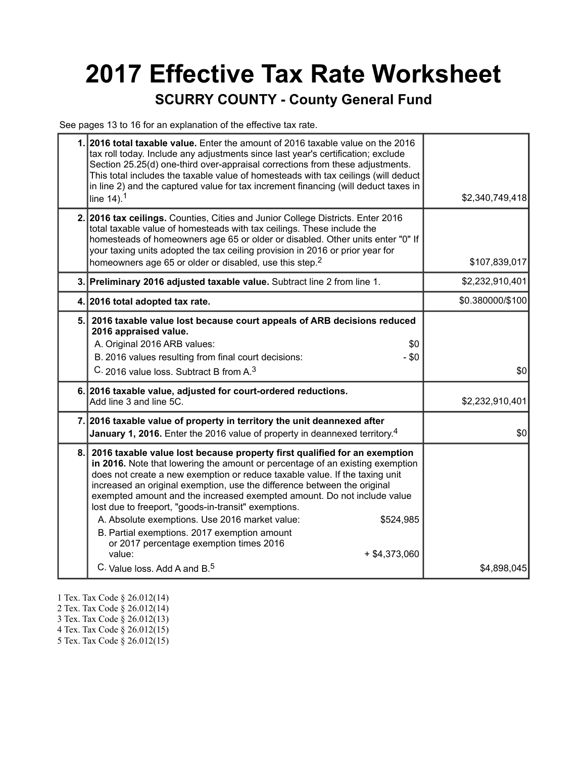# 2017 Effective Tax Rate Worksheet

## SCURRY COUNTY - County General Fund

See pages 13 to 16 for an explanation of the effective tax rate.

| | | |
|---|---|---|
| 1. | **2016 total taxable value.** Enter the amount of 2016 taxable value on the 2016 tax roll today. Include any adjustments since last year's certification; exclude Section 25.25(d) one-third over-appraisal corrections from these adjustments. This total includes the taxable value of homesteads with tax ceilings (will deduct in line 2) and the captured value for tax increment financing (will deduct taxes in line 14).[1] | $2,340,749,418 |
| 2. | **2016 tax ceilings.** Counties, Cities and Junior College Districts. Enter 2016 total taxable value of homesteads with tax ceilings. These include the homesteads of homeowners age 65 or older or disabled. Other units enter "0" If your taxing units adopted the tax ceiling provision in 2016 or prior year for homeowners age 65 or older or disabled, use this step.[2] | $107,839,017 |
| 3. | **Preliminary 2016 adjusted taxable value.** Subtract line 2 from line 1. | $2,232,910,401 |
| 4. | **2016 total adopted tax rate.** | $0.380000/$100 |
| 5. | **2016 taxable value lost because court appeals of ARB decisions reduced 2016 appraised value.**<br>A. Original 2016 ARB values: $0<br>B. 2016 values resulting from final court decisions: - $0<br>C. 2016 value loss. Subtract B from A.[3] | $0 |
| 6. | **2016 taxable value, adjusted for court-ordered reductions.** Add line 3 and line 5C. | $2,232,910,401 |
| 7. | **2016 taxable value of property in territory the unit deannexed after January 1, 2016.** Enter the 2016 value of property in deannexed territory.[4] | $0 |
| 8. | **2016 taxable value lost because property first qualified for an exemption in 2016.** Note that lowering the amount or percentage of an existing exemption does not create a new exemption or reduce taxable value. If the taxing unit increased an original exemption, use the difference between the original exempted amount and the increased exempted amount. Do not include value lost due to freeport, "goods-in-transit" exemptions.<br>A. Absolute exemptions. Use 2016 market value: $524,985<br>B. Partial exemptions. 2017 exemption amount or 2017 percentage exemption times 2016 value: + $4,373,060<br>C. Value loss. Add A and B.[5] | $4,898,045 |

1 Tex. Tax Code § 26.012(14)
2 Tex. Tax Code § 26.012(14)
3 Tex. Tax Code § 26.012(13)
4 Tex. Tax Code § 26.012(15)
5 Tex. Tax Code § 26.012(15)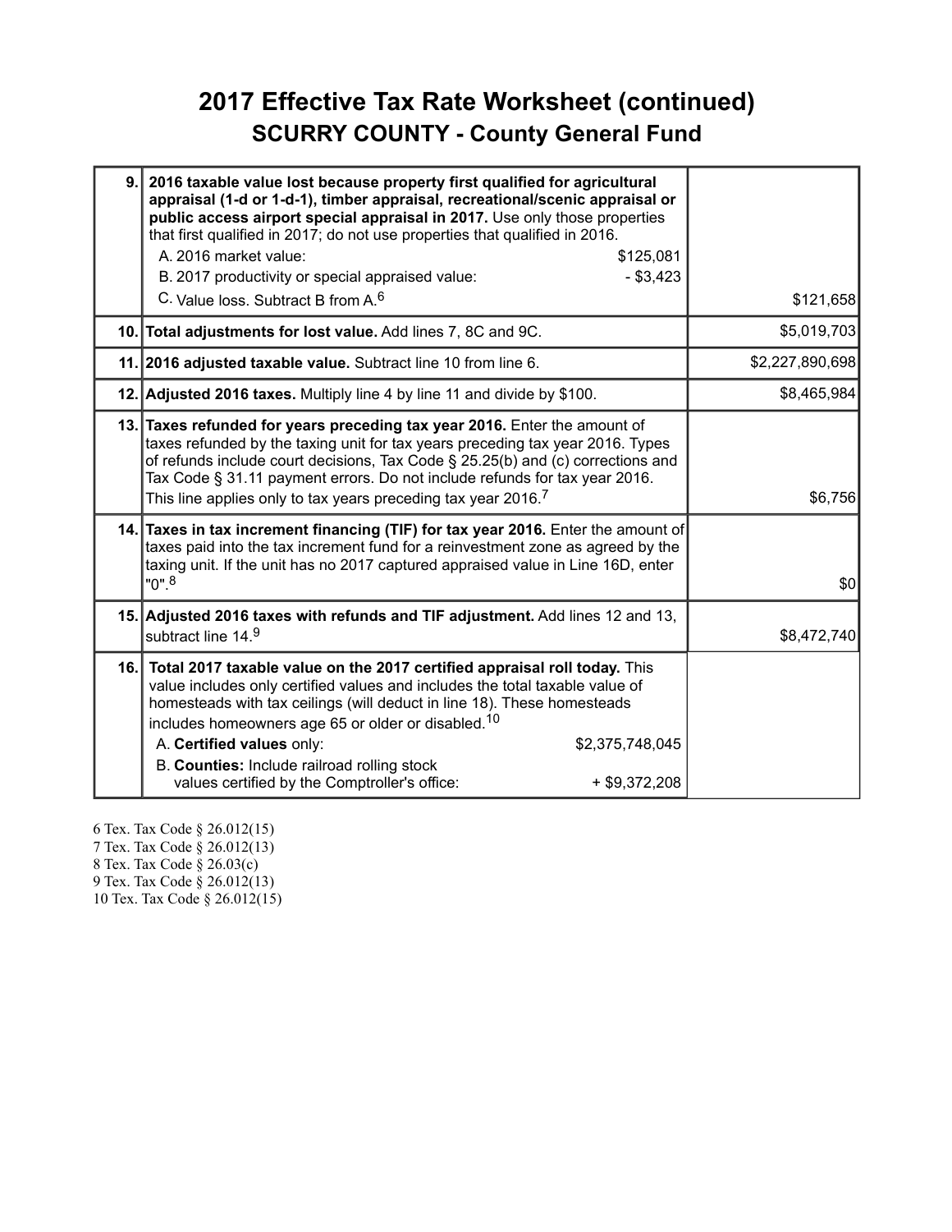# 2017 Effective Tax Rate Worksheet (continued)

## SCURRY COUNTY - County General Fund

| | | |
|---|---|---|
| 9. | **2016 taxable value lost because property first qualified for agricultural appraisal (1-d or 1-d-1), timber appraisal, recreational/scenic appraisal or public access airport special appraisal in 2017.** Use only those properties that first qualified in 2017; do not use properties that qualified in 2016.<br>A. 2016 market value: $125,081<br>B. 2017 productivity or special appraised value: - $3,423<br>C. Value loss. Subtract B from A.[6] | $121,658 |
| 10. | **Total adjustments for lost value.** Add lines 7, 8C and 9C. | $5,019,703 |
| 11. | **2016 adjusted taxable value.** Subtract line 10 from line 6. | $2,227,890,698 |
| 12. | **Adjusted 2016 taxes.** Multiply line 4 by line 11 and divide by $100. | $8,465,984 |
| 13. | **Taxes refunded for years preceding tax year 2016.** Enter the amount of taxes refunded by the taxing unit for tax years preceding tax year 2016. Types of refunds include court decisions, Tax Code § 25.25(b) and (c) corrections and Tax Code § 31.11 payment errors. Do not include refunds for tax year 2016. This line applies only to tax years preceding tax year 2016.[7] | $6,756 |
| 14. | **Taxes in tax increment financing (TIF) for tax year 2016.** Enter the amount of taxes paid into the tax increment fund for a reinvestment zone as agreed by the taxing unit. If the unit has no 2017 captured appraised value in Line 16D, enter "0".[8] | $0 |
| 15. | **Adjusted 2016 taxes with refunds and TIF adjustment.** Add lines 12 and 13, subtract line 14.[9] | $8,472,740 |
| 16. | **Total 2017 taxable value on the 2017 certified appraisal roll today.** This value includes only certified values and includes the total taxable value of homesteads with tax ceilings (will deduct in line 18). These homesteads includes homeowners age 65 or older or disabled.[10]<br>A. **Certified values** only: $2,375,748,045<br>B. **Counties:** Include railroad rolling stock values certified by the Comptroller's office: + $9,372,208 | |

6 Tex. Tax Code § 26.012(15)
7 Tex. Tax Code § 26.012(13)
8 Tex. Tax Code § 26.03(c)
9 Tex. Tax Code § 26.012(13)
10 Tex. Tax Code § 26.012(15)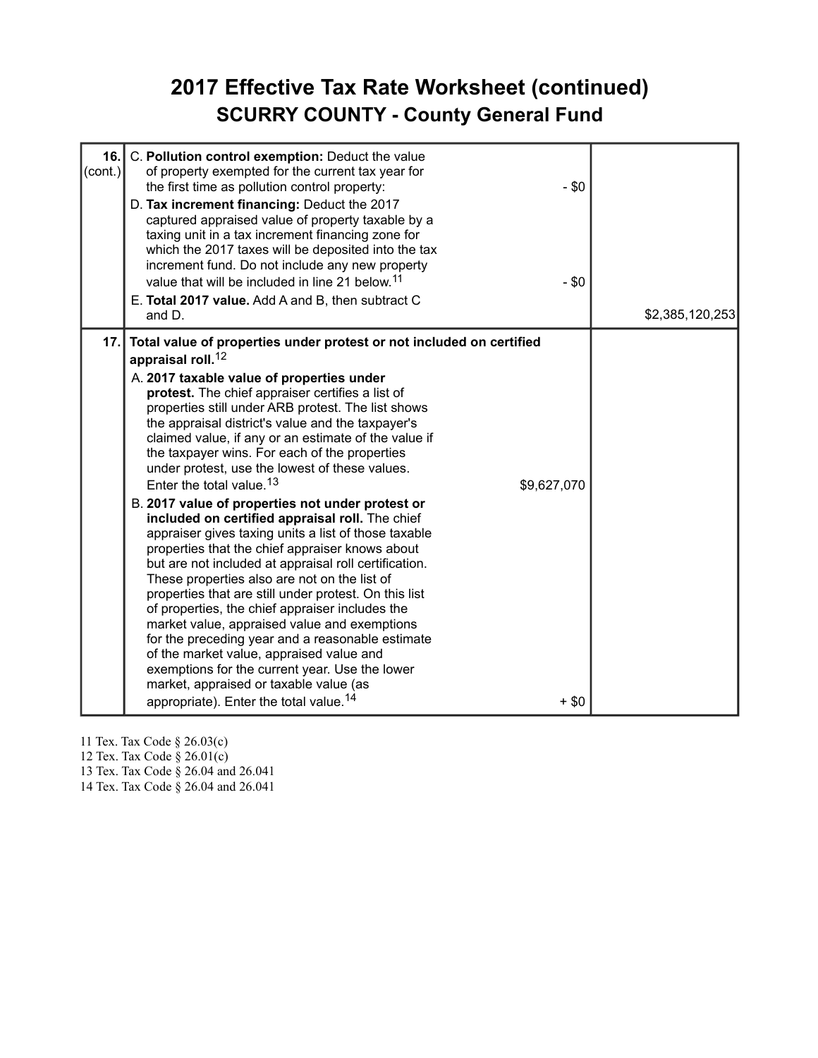# 2017 Effective Tax Rate Worksheet (continued)

## SCURRY COUNTY - County General Fund

| | | | |
|---|---|---|---|
| **16.** (cont.) | C. **Pollution control exemption:** Deduct the value of property exempted for the current tax year for the first time as pollution control property:<br><br>D. **Tax increment financing:** Deduct the 2017 captured appraised value of property taxable by a taxing unit in a tax increment financing zone for which the 2017 taxes will be deposited into the tax increment fund. Do not include any new property value that will be included in line 21 below.[11]<br><br>E. **Total 2017 value.** Add A and B, then subtract C and D. | - $0<br><br><br><br>- $0 | <br><br><br><br><br><br>$2,385,120,253 |
| **17.** | **Total value of properties under protest or not included on certified appraisal roll.**[12]<br><br>A. **2017 taxable value of properties under protest.** The chief appraiser certifies a list of properties still under ARB protest. The list shows the appraisal district's value and the taxpayer's claimed value, if any or an estimate of the value if the taxpayer wins. For each of the properties under protest, use the lowest of these values. Enter the total value.[13]<br><br>B. **2017 value of properties not under protest or included on certified appraisal roll.** The chief appraiser gives taxing units a list of those taxable properties that the chief appraiser knows about but are not included at appraisal roll certification. These properties also are not on the list of properties that are still under protest. On this list of properties, the chief appraiser includes the market value, appraised value and exemptions for the preceding year and a reasonable estimate of the market value, appraised value and exemptions for the current year. Use the lower market, appraised or taxable value (as appropriate). Enter the total value.[14] | <br><br>$9,627,070<br><br><br><br>+ $0 | |

11 Tex. Tax Code § 26.03(c)
12 Tex. Tax Code § 26.01(c)
13 Tex. Tax Code § 26.04 and 26.041
14 Tex. Tax Code § 26.04 and 26.041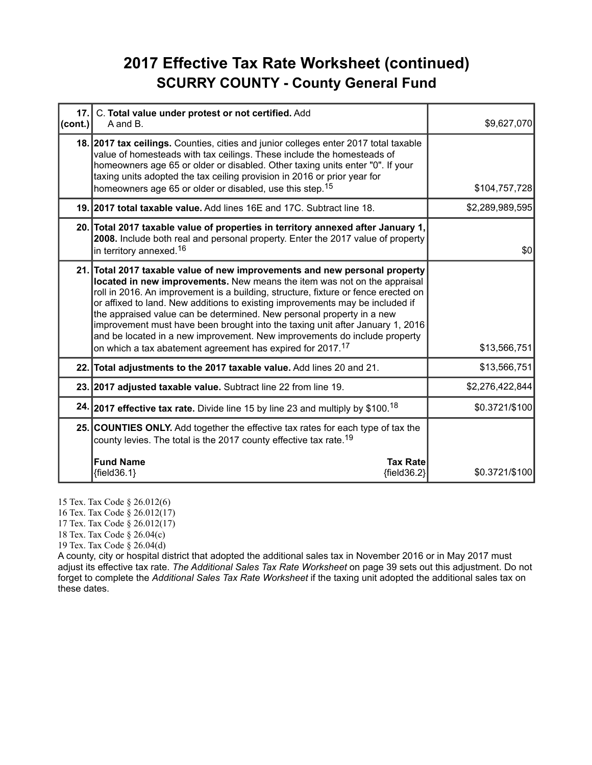# 2017 Effective Tax Rate Worksheet (continued)

## SCURRY COUNTY - County General Fund

| | | |
|---|---|---|
| **17. (cont.)** | C. **Total value under protest or not certified.** Add A and B. | $9,627,070 |
| **18.** | **2017 tax ceilings.** Counties, cities and junior colleges enter 2017 total taxable value of homesteads with tax ceilings. These include the homesteads of homeowners age 65 or older or disabled. Other taxing units enter "0". If your taxing units adopted the tax ceiling provision in 2016 or prior year for homeowners age 65 or older or disabled, use this step.[15] | $104,757,728 |
| **19.** | **2017 total taxable value.** Add lines 16E and 17C. Subtract line 18. | $2,289,989,595 |
| **20.** | **Total 2017 taxable value of properties in territory annexed after January 1, 2008.** Include both real and personal property. Enter the 2017 value of property in territory annexed.[16] | $0 |
| **21.** | **Total 2017 taxable value of new improvements and new personal property located in new improvements.** New means the item was not on the appraisal roll in 2016. An improvement is a building, structure, fixture or fence erected on or affixed to land. New additions to existing improvements may be included if the appraised value can be determined. New personal property in a new improvement must have been brought into the taxing unit after January 1, 2016 and be located in a new improvement. New improvements do include property on which a tax abatement agreement has expired for 2017.[17] | $13,566,751 |
| **22.** | **Total adjustments to the 2017 taxable value.** Add lines 20 and 21. | $13,566,751 |
| **23.** | **2017 adjusted taxable value.** Subtract line 22 from line 19. | $2,276,422,844 |
| **24.** | **2017 effective tax rate.** Divide line 15 by line 23 and multiply by $100.[18] | $0.3721/$100 |
| **25.** | **COUNTIES ONLY.** Add together the effective tax rates for each type of tax the county levies. The total is the 2017 county effective tax rate.[19]<br><br>**Fund Name** — **Tax Rate**<br>{field36.1} — {field36.2} | $0.3721/$100 |

15 Tex. Tax Code § 26.012(6)
16 Tex. Tax Code § 26.012(17)
17 Tex. Tax Code § 26.012(17)
18 Tex. Tax Code § 26.04(c)
19 Tex. Tax Code § 26.04(d)

A county, city or hospital district that adopted the additional sales tax in November 2016 or in May 2017 must adjust its effective tax rate. *The Additional Sales Tax Rate Worksheet* on page 39 sets out this adjustment. Do not forget to complete the *Additional Sales Tax Rate Worksheet* if the taxing unit adopted the additional sales tax on these dates.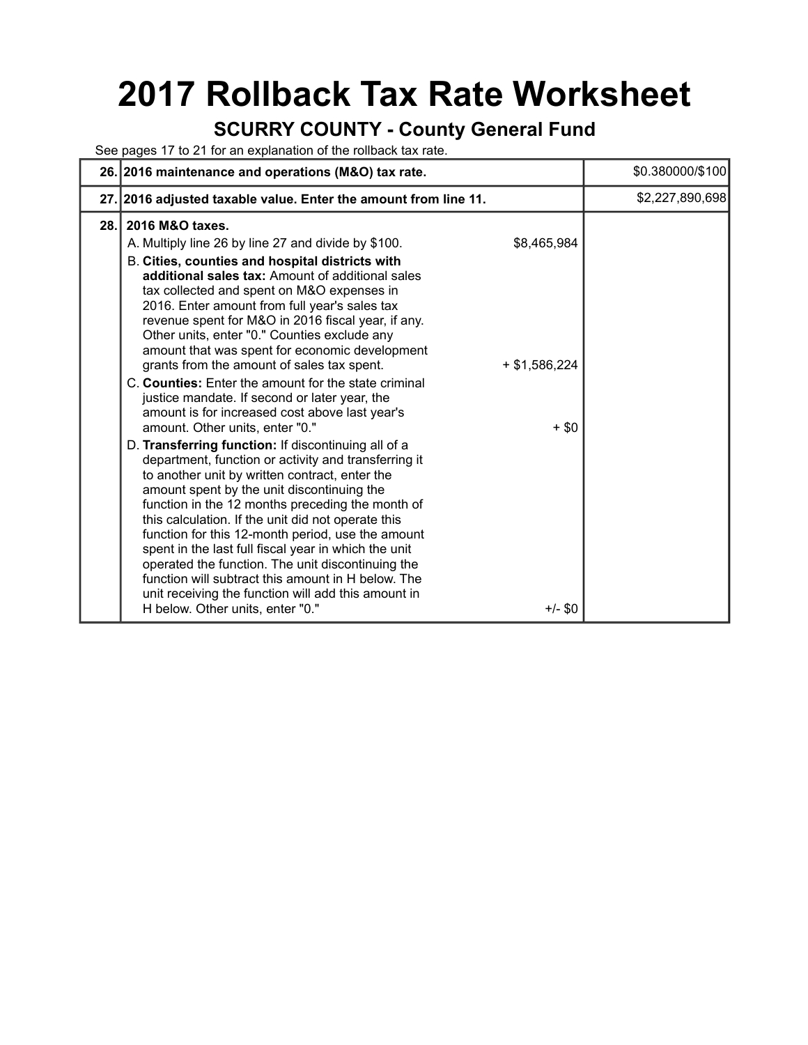# 2017 Rollback Tax Rate Worksheet

## SCURRY COUNTY - County General Fund

See pages 17 to 21 for an explanation of the rollback tax rate.

| | | | |
|---|---|---|---|
| 26. | **2016 maintenance and operations (M&O) tax rate.** | | $0.380000/$100 |
| 27. | **2016 adjusted taxable value. Enter the amount from line 11.** | | $2,227,890,698 |
| 28. | **2016 M&O taxes.** | | |
| | A. Multiply line 26 by line 27 and divide by $100. | $8,465,984 | |
| | B. **Cities, counties and hospital districts with additional sales tax:** Amount of additional sales tax collected and spent on M&O expenses in 2016. Enter amount from full year's sales tax revenue spent for M&O in 2016 fiscal year, if any. Other units, enter "0." Counties exclude any amount that was spent for economic development grants from the amount of sales tax spent. | + $1,586,224 | |
| | C. **Counties:** Enter the amount for the state criminal justice mandate. If second or later year, the amount is for increased cost above last year's amount. Other units, enter "0." | + $0 | |
| | D. **Transferring function:** If discontinuing all of a department, function or activity and transferring it to another unit by written contract, enter the amount spent by the unit discontinuing the function in the 12 months preceding the month of this calculation. If the unit did not operate this function for this 12-month period, use the amount spent in the last full fiscal year in which the unit operated the function. The unit discontinuing the function will subtract this amount in H below. The unit receiving the function will add this amount in H below. Other units, enter "0." | +/- $0 | |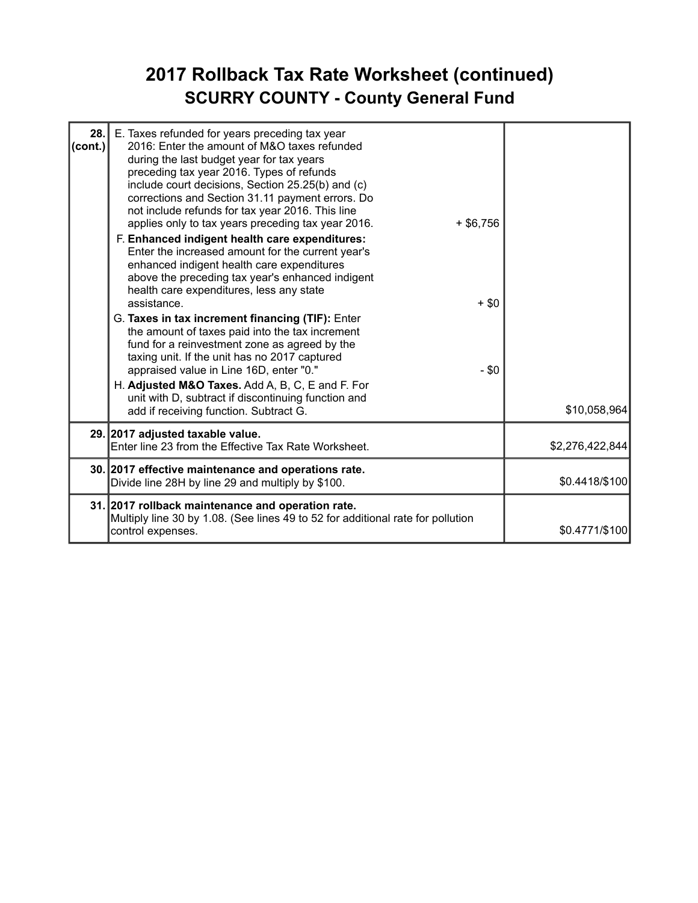# 2017 Rollback Tax Rate Worksheet (continued)

## SCURRY COUNTY - County General Fund

| | | |
|---|---|---|
| **28. (cont.)** | E. Taxes refunded for years preceding tax year 2016: Enter the amount of M&O taxes refunded during the last budget year for tax years preceding tax year 2016. Types of refunds include court decisions, Section 25.25(b) and (c) corrections and Section 31.11 payment errors. Do not include refunds for tax year 2016. This line applies only to tax years preceding tax year 2016. + $6,756<br>F. **Enhanced indigent health care expenditures:** Enter the increased amount for the current year's enhanced indigent health care expenditures above the preceding tax year's enhanced indigent health care expenditures, less any state assistance. + $0<br>G. **Taxes in tax increment financing (TIF):** Enter the amount of taxes paid into the tax increment fund for a reinvestment zone as agreed by the taxing unit. If the unit has no 2017 captured appraised value in Line 16D, enter "0." - $0<br>H. **Adjusted M&O Taxes.** Add A, B, C, E and F. For unit with D, subtract if discontinuing function and add if receiving function. Subtract G. | $10,058,964 |
| **29.** | **2017 adjusted taxable value.**<br>Enter line 23 from the Effective Tax Rate Worksheet. | $2,276,422,844 |
| **30.** | **2017 effective maintenance and operations rate.**<br>Divide line 28H by line 29 and multiply by $100. | $0.4418/$100 |
| **31.** | **2017 rollback maintenance and operation rate.**<br>Multiply line 30 by 1.08. (See lines 49 to 52 for additional rate for pollution control expenses. | $0.4771/$100 |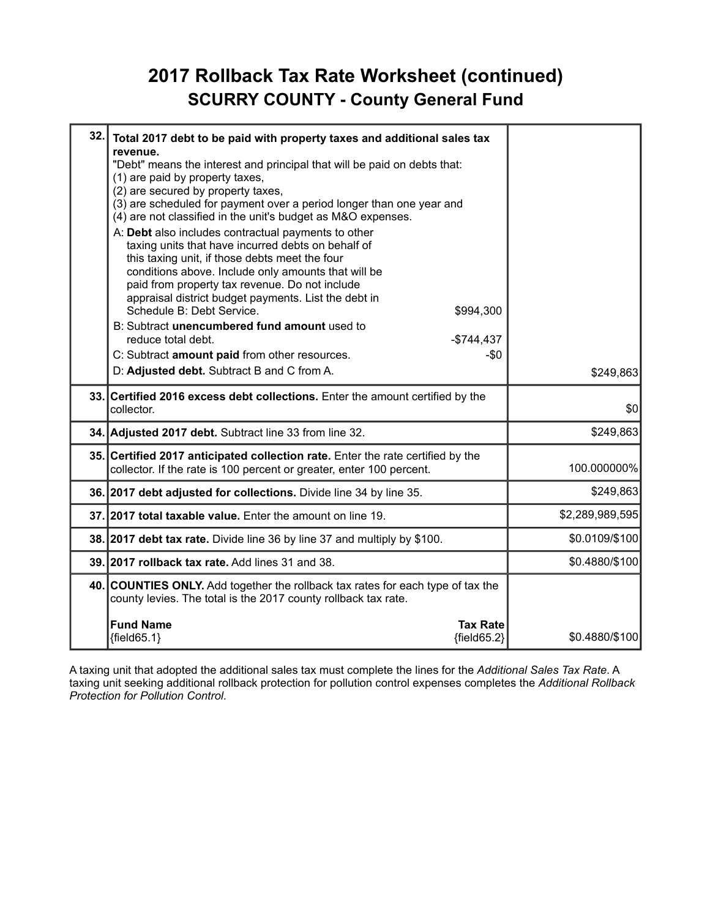# 2017 Rollback Tax Rate Worksheet (continued)

## SCURRY COUNTY - County General Fund

| Line | Description | Amount |
|---|---|---|
| 32. | **Total 2017 debt to be paid with property taxes and additional sales tax revenue.**<br>"Debt" means the interest and principal that will be paid on debts that:<br>(1) are paid by property taxes,<br>(2) are secured by property taxes,<br>(3) are scheduled for payment over a period longer than one year and<br>(4) are not classified in the unit's budget as M&O expenses.<br>A: **Debt** also includes contractual payments to other taxing units that have incurred debts on behalf of this taxing unit, if those debts meet the four conditions above. Include only amounts that will be paid from property tax revenue. Do not include appraisal district budget payments. List the debt in Schedule B: Debt Service. $994,300<br>B: Subtract **unencumbered fund amount** used to reduce total debt. -$744,437<br>C: Subtract **amount paid** from other resources. -$0<br>D: **Adjusted debt.** Subtract B and C from A. | $249,863 |
| 33. | **Certified 2016 excess debt collections.** Enter the amount certified by the collector. | $0 |
| 34. | **Adjusted 2017 debt.** Subtract line 33 from line 32. | $249,863 |
| 35. | **Certified 2017 anticipated collection rate.** Enter the rate certified by the collector. If the rate is 100 percent or greater, enter 100 percent. | 100.000000% |
| 36. | **2017 debt adjusted for collections.** Divide line 34 by line 35. | $249,863 |
| 37. | **2017 total taxable value.** Enter the amount on line 19. | $2,289,989,595 |
| 38. | **2017 debt tax rate.** Divide line 36 by line 37 and multiply by $100. | $0.0109/$100 |
| 39. | **2017 rollback tax rate.** Add lines 31 and 38. | $0.4880/$100 |
| 40. | **COUNTIES ONLY.** Add together the rollback tax rates for each type of tax the county levies. The total is the 2017 county rollback tax rate.<br>**Fund Name** / **Tax Rate**<br>{field65.1} / {field65.2} | $0.4880/$100 |

A taxing unit that adopted the additional sales tax must complete the lines for the *Additional Sales Tax Rate*. A taxing unit seeking additional rollback protection for pollution control expenses completes the *Additional Rollback Protection for Pollution Control*.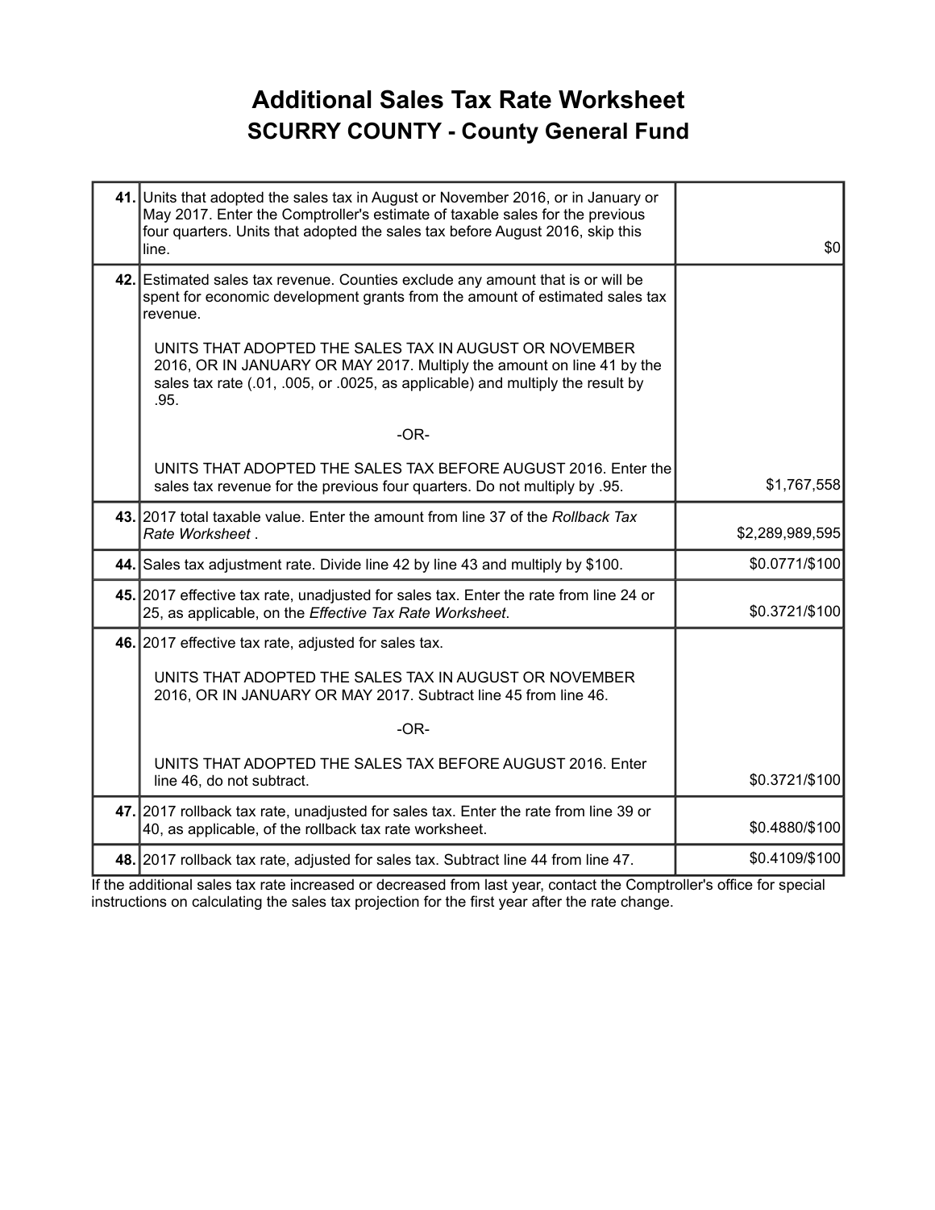# Additional Sales Tax Rate Worksheet

## SCURRY COUNTY - County General Fund

| | | |
|---|---|---|
| **41.** | Units that adopted the sales tax in August or November 2016, or in January or May 2017. Enter the Comptroller's estimate of taxable sales for the previous four quarters. Units that adopted the sales tax before August 2016, skip this line. | $0 |
| **42.** | Estimated sales tax revenue. Counties exclude any amount that is or will be spent for economic development grants from the amount of estimated sales tax revenue.<br><br>UNITS THAT ADOPTED THE SALES TAX IN AUGUST OR NOVEMBER 2016, OR IN JANUARY OR MAY 2017. Multiply the amount on line 41 by the sales tax rate (.01, .005, or .0025, as applicable) and multiply the result by .95.<br><br>-OR-<br><br>UNITS THAT ADOPTED THE SALES TAX BEFORE AUGUST 2016. Enter the sales tax revenue for the previous four quarters. Do not multiply by .95. | $1,767,558 |
| **43.** | 2017 total taxable value. Enter the amount from line 37 of the *Rollback Tax Rate Worksheet* . | $2,289,989,595 |
| **44.** | Sales tax adjustment rate. Divide line 42 by line 43 and multiply by $100. | $0.0771/$100 |
| **45.** | 2017 effective tax rate, unadjusted for sales tax. Enter the rate from line 24 or 25, as applicable, on the *Effective Tax Rate Worksheet*. | $0.3721/$100 |
| **46.** | 2017 effective tax rate, adjusted for sales tax.<br><br>UNITS THAT ADOPTED THE SALES TAX IN AUGUST OR NOVEMBER 2016, OR IN JANUARY OR MAY 2017. Subtract line 45 from line 46.<br><br>-OR-<br><br>UNITS THAT ADOPTED THE SALES TAX BEFORE AUGUST 2016. Enter line 46, do not subtract. | $0.3721/$100 |
| **47.** | 2017 rollback tax rate, unadjusted for sales tax. Enter the rate from line 39 or 40, as applicable, of the rollback tax rate worksheet. | $0.4880/$100 |
| **48.** | 2017 rollback tax rate, adjusted for sales tax. Subtract line 44 from line 47. | $0.4109/$100 |

If the additional sales tax rate increased or decreased from last year, contact the Comptroller's office for special instructions on calculating the sales tax projection for the first year after the rate change.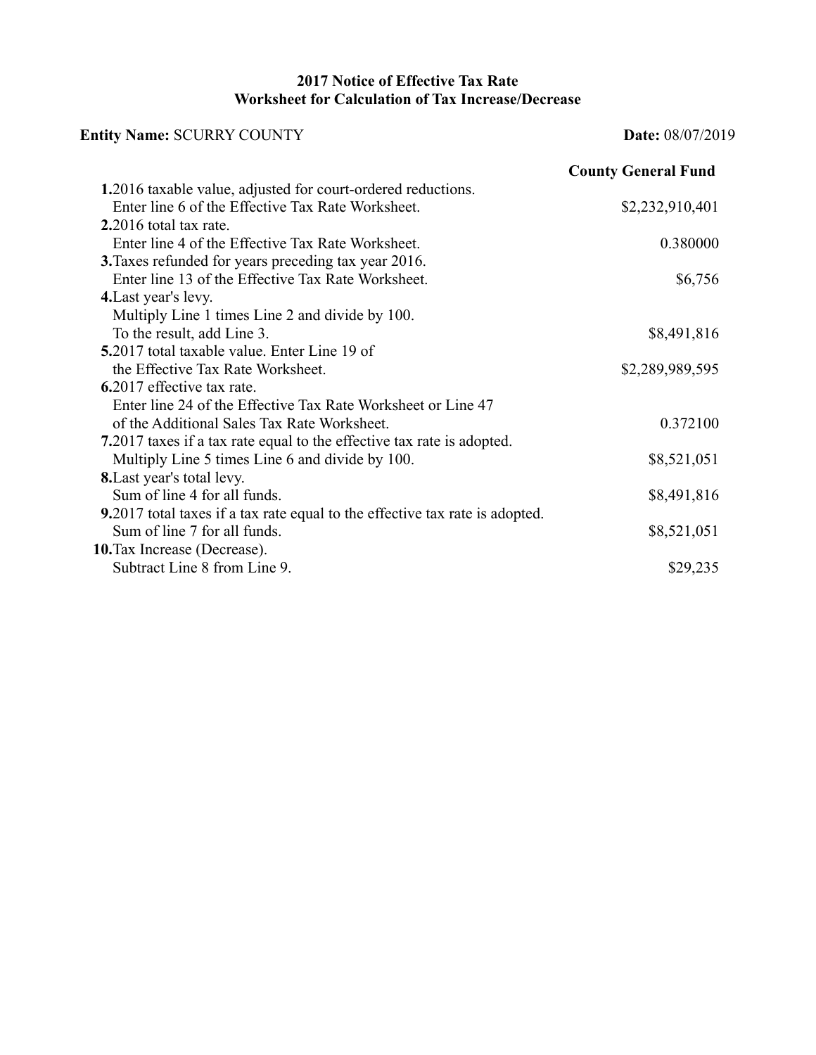**2017 Notice of Effective Tax Rate**
**Worksheet for Calculation of Tax Increase/Decrease**

**Entity Name:** SCURRY COUNTY **Date:** 08/07/2019

| | County General Fund |
|---|---|
| **1.** 2016 taxable value, adjusted for court-ordered reductions. Enter line 6 of the Effective Tax Rate Worksheet. | $2,232,910,401 |
| **2.** 2016 total tax rate. Enter line 4 of the Effective Tax Rate Worksheet. | 0.380000 |
| **3.** Taxes refunded for years preceding tax year 2016. Enter line 13 of the Effective Tax Rate Worksheet. | $6,756 |
| **4.** Last year's levy. Multiply Line 1 times Line 2 and divide by 100. To the result, add Line 3. | $8,491,816 |
| **5.** 2017 total taxable value. Enter Line 19 of the Effective Tax Rate Worksheet. | $2,289,989,595 |
| **6.** 2017 effective tax rate. Enter line 24 of the Effective Tax Rate Worksheet or Line 47 of the Additional Sales Tax Rate Worksheet. | 0.372100 |
| **7.** 2017 taxes if a tax rate equal to the effective tax rate is adopted. Multiply Line 5 times Line 6 and divide by 100. | $8,521,051 |
| **8.** Last year's total levy. Sum of line 4 for all funds. | $8,491,816 |
| **9.** 2017 total taxes if a tax rate equal to the effective tax rate is adopted. Sum of line 7 for all funds. | $8,521,051 |
| **10.** Tax Increase (Decrease). Subtract Line 8 from Line 9. | $29,235 |